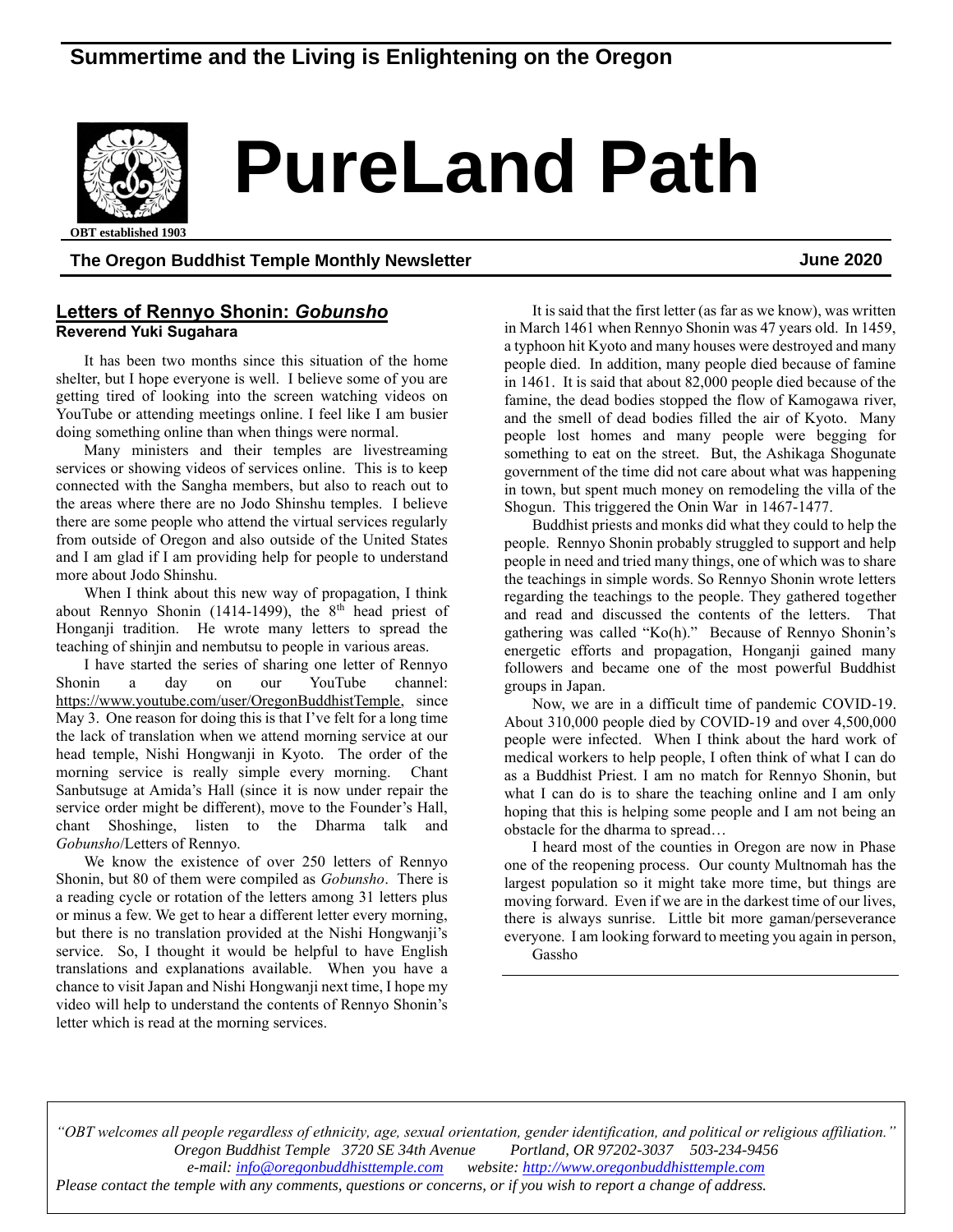## Summertime and the Living is Enlightening on the Oregon

# PureLand Path

OBT established 1903

**The Oregon Buddhist Temple Monthly Newsletter** **June 2020**

## Letters of Rennyo Shonin: *Gobunsho*

**Reverend Yuki Sugahara**

It has been two months since this situation of the home shelter, but I hope everyone is well. I believe some of you are getting tired of looking into the screen watching videos on YouTube or attending meetings online. I feel like I am busier doing something online than when things were normal.

Many ministers and their temples are livestreaming services or showing videos of services online. This is to keep connected with the Sangha members, but also to reach out to the areas where there are no Jodo Shinshu temples. I believe there are some people who attend the virtual services regularly from outside of Oregon and also outside of the United States and I am glad if I am providing help for people to understand more about Jodo Shinshu.

When I think about this new way of propagation, I think about Rennyo Shonin (1414-1499), the 8th head priest of Honganji tradition. He wrote many letters to spread the teaching of shinjin and nembutsu to people in various areas.

I have started the series of sharing one letter of Rennyo Shonin a day on our YouTube channel: https://www.youtube.com/user/OregonBuddhistTemple, since May 3. One reason for doing this is that I've felt for a long time the lack of translation when we attend morning service at our head temple, Nishi Hongwanji in Kyoto. The order of the morning service is really simple every morning. Chant Sanbutsuge at Amida's Hall (since it is now under repair the service order might be different), move to the Founder's Hall, chant Shoshinge, listen to the Dharma talk and *Gobunsho*/Letters of Rennyo.

We know the existence of over 250 letters of Rennyo Shonin, but 80 of them were compiled as *Gobunsho*. There is a reading cycle or rotation of the letters among 31 letters plus or minus a few. We get to hear a different letter every morning, but there is no translation provided at the Nishi Hongwanji's service. So, I thought it would be helpful to have English translations and explanations available. When you have a chance to visit Japan and Nishi Hongwanji next time, I hope my video will help to understand the contents of Rennyo Shonin's letter which is read at the morning services.

It is said that the first letter (as far as we know), was written in March 1461 when Rennyo Shonin was 47 years old. In 1459, a typhoon hit Kyoto and many houses were destroyed and many people died. In addition, many people died because of famine in 1461. It is said that about 82,000 people died because of the famine, the dead bodies stopped the flow of Kamogawa river, and the smell of dead bodies filled the air of Kyoto. Many people lost homes and many people were begging for something to eat on the street. But, the Ashikaga Shogunate government of the time did not care about what was happening in town, but spent much money on remodeling the villa of the Shogun. This triggered the Onin War in 1467-1477.

Buddhist priests and monks did what they could to help the people. Rennyo Shonin probably struggled to support and help people in need and tried many things, one of which was to share the teachings in simple words. So Rennyo Shonin wrote letters regarding the teachings to the people. They gathered together and read and discussed the contents of the letters. That gathering was called "Ko(h)." Because of Rennyo Shonin's energetic efforts and propagation, Honganji gained many followers and became one of the most powerful Buddhist groups in Japan.

Now, we are in a difficult time of pandemic COVID-19. About 310,000 people died by COVID-19 and over 4,500,000 people were infected. When I think about the hard work of medical workers to help people, I often think of what I can do as a Buddhist Priest. I am no match for Rennyo Shonin, but what I can do is to share the teaching online and I am only hoping that this is helping some people and I am not being an obstacle for the dharma to spread…

I heard most of the counties in Oregon are now in Phase one of the reopening process. Our county Multnomah has the largest population so it might take more time, but things are moving forward. Even if we are in the darkest time of our lives, there is always sunrise. Little bit more gaman/perseverance everyone. I am looking forward to meeting you again in person,

Gassho

---

*"OBT welcomes all people regardless of ethnicity, age, sexual orientation, gender identification, and political or religious affiliation."*
*Oregon Buddhist Temple 3720 SE 34th Avenue Portland, OR 97202-3037 503-234-9456*
*e-mail: info@oregonbuddhisttemple.com website: http://www.oregonbuddhisttemple.com*
*Please contact the temple with any comments, questions or concerns, or if you wish to report a change of address.*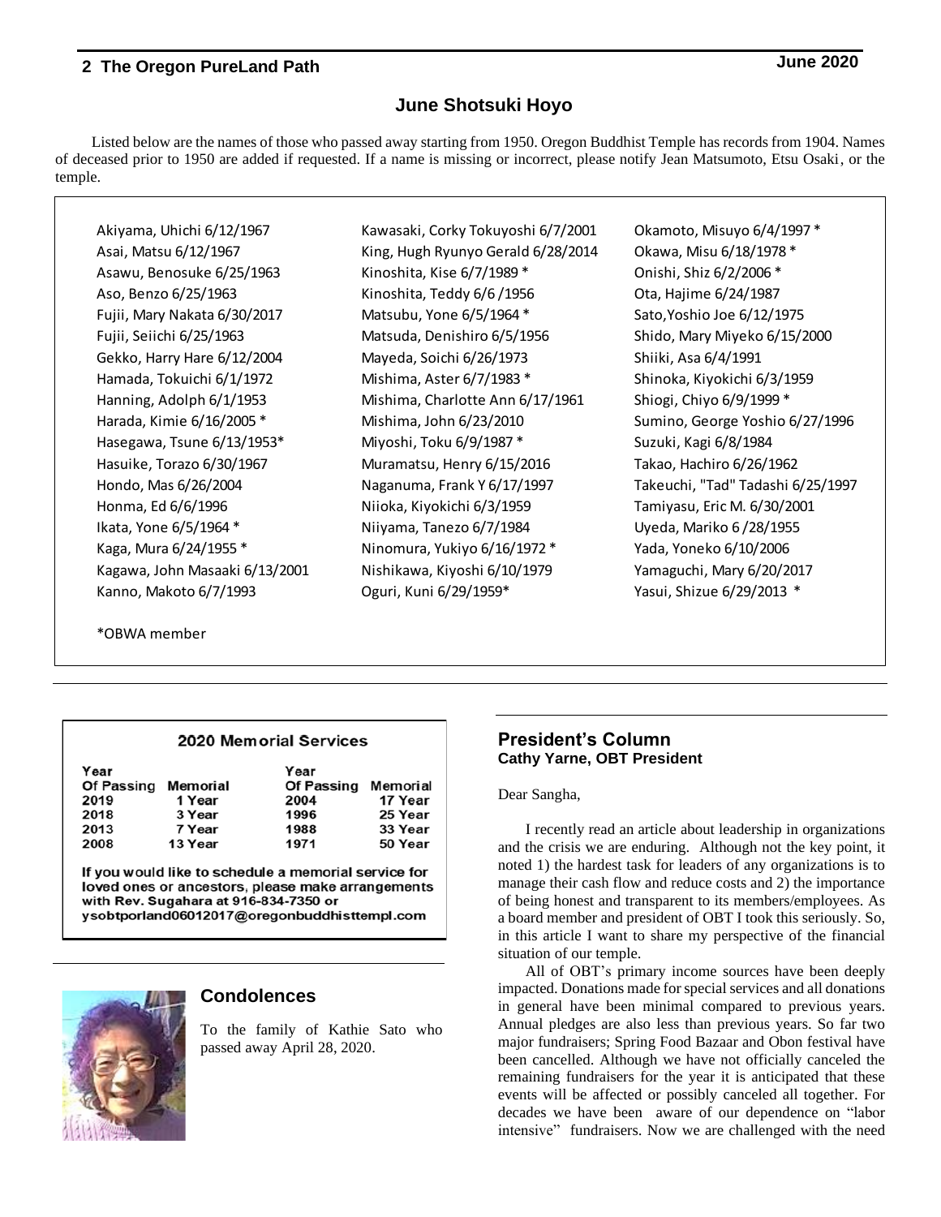## June Shotsuki Hoyo

Listed below are the names of those who passed away starting from 1950. Oregon Buddhist Temple has records from 1904. Names of deceased prior to 1950 are added if requested. If a name is missing or incorrect, please notify Jean Matsumoto, Etsu Osaki, or the temple.

Akiyama, Uhichi 6/12/1967
Asai, Matsu 6/12/1967
Asawu, Benosuke 6/25/1963
Aso, Benzo 6/25/1963
Fujii, Mary Nakata 6/30/2017
Fujii, Seiichi 6/25/1963
Gekko, Harry Hare 6/12/2004
Hamada, Tokuichi 6/1/1972
Hanning, Adolph 6/1/1953
Harada, Kimie 6/16/2005 *
Hasegawa, Tsune 6/13/1953*
Hasuike, Torazo 6/30/1967
Hondo, Mas 6/26/2004
Honma, Ed 6/6/1996
Ikata, Yone 6/5/1964 *
Kaga, Mura 6/24/1955 *
Kagawa, John Masaaki 6/13/2001
Kanno, Makoto 6/7/1993
Kawasaki, Corky Tokuyoshi 6/7/2001
King, Hugh Ryunyo Gerald 6/28/2014
Kinoshita, Kise 6/7/1989 *
Kinoshita, Teddy 6/6 /1956
Matsubu, Yone 6/5/1964 *
Matsuda, Denishiro 6/5/1956
Mayeda, Soichi 6/26/1973
Mishima, Aster 6/7/1983 *
Mishima, Charlotte Ann 6/17/1961
Mishima, John 6/23/2010
Miyoshi, Toku 6/9/1987 *
Muramatsu, Henry 6/15/2016
Naganuma, Frank Y 6/17/1997
Niioka, Kiyokichi 6/3/1959
Niiyama, Tanezo 6/7/1984
Ninomura, Yukiyo 6/16/1972 *
Nishikawa, Kiyoshi 6/10/1979
Oguri, Kuni 6/29/1959*
Okamoto, Misuyo 6/4/1997 *
Okawa, Misu 6/18/1978 *
Onishi, Shiz 6/2/2006 *
Ota, Hajime 6/24/1987
Sato,Yoshio Joe 6/12/1975
Shido, Mary Miyeko 6/15/2000
Shiiki, Asa 6/4/1991
Shinoka, Kiyokichi 6/3/1959
Shiogi, Chiyo 6/9/1999 *
Sumino, George Yoshio 6/27/1996
Suzuki, Kagi 6/8/1984
Takao, Hachiro 6/26/1962
Takeuchi, "Tad" Tadashi 6/25/1997
Tamiyasu, Eric M. 6/30/2001
Uyeda, Mariko 6 /28/1955
Yada, Yoneko 6/10/2006
Yamaguchi, Mary 6/20/2017
Yasui, Shizue 6/29/2013 *

*OBWA member

### 2020 Memorial Services

| Year Of Passing | Memorial | Year Of Passing | Memorial |
|---|---|---|---|
| 2019 | 1 Year | 2004 | 17 Year |
| 2018 | 3 Year | 1996 | 25 Year |
| 2013 | 7 Year | 1988 | 33 Year |
| 2008 | 13 Year | 1971 | 50 Year |

**If you would like to schedule a memorial service for loved ones or ancestors, please make arrangements with Rev. Sugahara at 916-834-7350 or ysobtporland06012017@oregonbuddhisttempl.com**

## Condolences

To the family of Kathie Sato who passed away April 28, 2020.

## President's Column
**Cathy Yarne, OBT President**

Dear Sangha,

I recently read an article about leadership in organizations and the crisis we are enduring. Although not the key point, it noted 1) the hardest task for leaders of any organizations is to manage their cash flow and reduce costs and 2) the importance of being honest and transparent to its members/employees. As a board member and president of OBT I took this seriously. So, in this article I want to share my perspective of the financial situation of our temple.

All of OBT's primary income sources have been deeply impacted. Donations made for special services and all donations in general have been minimal compared to previous years. Annual pledges are also less than previous years. So far two major fundraisers; Spring Food Bazaar and Obon festival have been cancelled. Although we have not officially canceled the remaining fundraisers for the year it is anticipated that these events will be affected or possibly canceled all together. For decades we have been aware of our dependence on "labor intensive" fundraisers. Now we are challenged with the need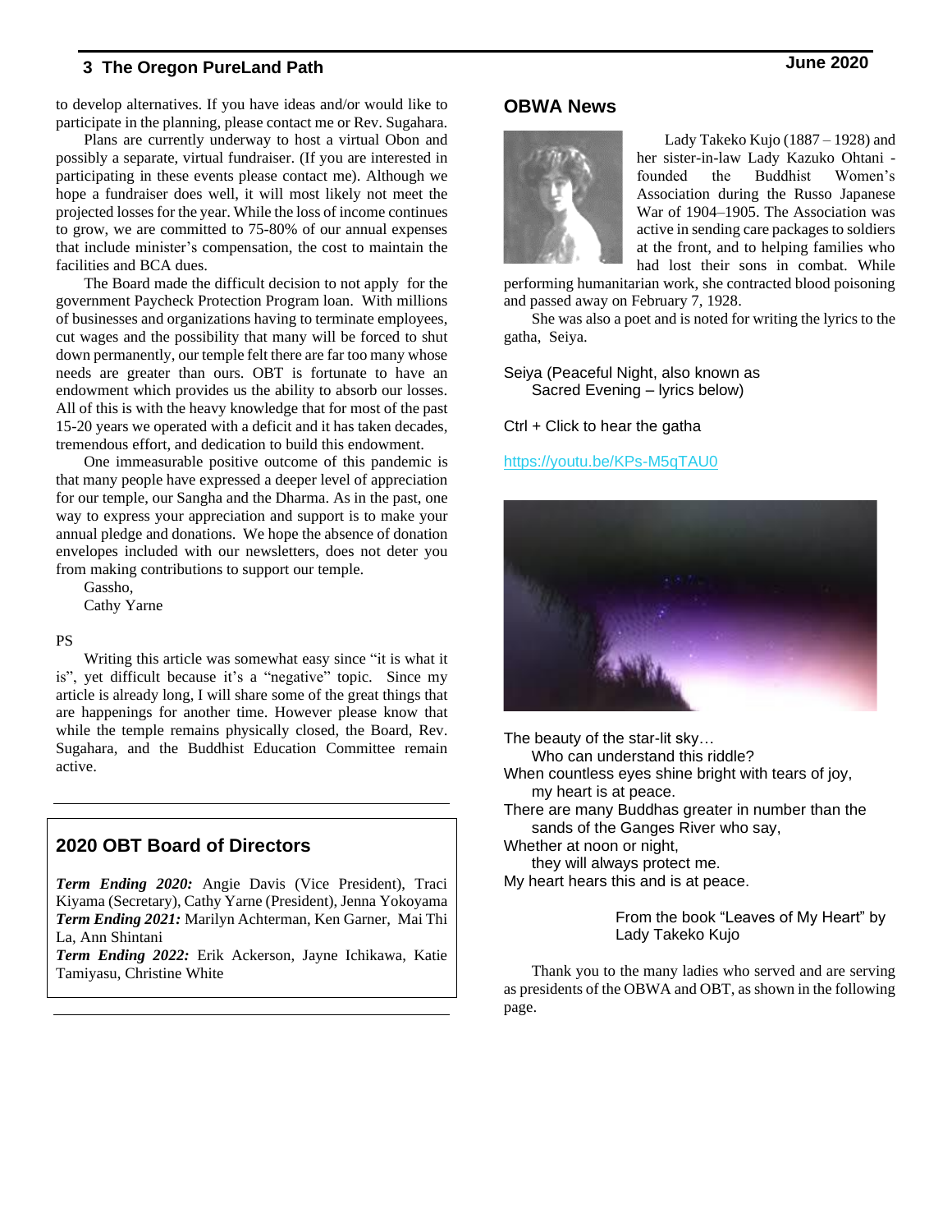to develop alternatives. If you have ideas and/or would like to participate in the planning, please contact me or Rev. Sugahara.

Plans are currently underway to host a virtual Obon and possibly a separate, virtual fundraiser. (If you are interested in participating in these events please contact me). Although we hope a fundraiser does well, it will most likely not meet the projected losses for the year. While the loss of income continues to grow, we are committed to 75-80% of our annual expenses that include minister's compensation, the cost to maintain the facilities and BCA dues.

The Board made the difficult decision to not apply for the government Paycheck Protection Program loan. With millions of businesses and organizations having to terminate employees, cut wages and the possibility that many will be forced to shut down permanently, our temple felt there are far too many whose needs are greater than ours. OBT is fortunate to have an endowment which provides us the ability to absorb our losses. All of this is with the heavy knowledge that for most of the past 15-20 years we operated with a deficit and it has taken decades, tremendous effort, and dedication to build this endowment.

One immeasurable positive outcome of this pandemic is that many people have expressed a deeper level of appreciation for our temple, our Sangha and the Dharma. As in the past, one way to express your appreciation and support is to make your annual pledge and donations. We hope the absence of donation envelopes included with our newsletters, does not deter you from making contributions to support our temple.

Gassho,
Cathy Yarne

PS

Writing this article was somewhat easy since "it is what it is", yet difficult because it's a "negative" topic. Since my article is already long, I will share some of the great things that are happenings for another time. However please know that while the temple remains physically closed, the Board, Rev. Sugahara, and the Buddhist Education Committee remain active.

## 2020 OBT Board of Directors

***Term Ending 2020:*** Angie Davis (Vice President), Traci Kiyama (Secretary), Cathy Yarne (President), Jenna Yokoyama
***Term Ending 2021:*** Marilyn Achterman, Ken Garner, Mai Thi La, Ann Shintani
***Term Ending 2022:*** Erik Ackerson, Jayne Ichikawa, Katie Tamiyasu, Christine White

## OBWA News

Lady Takeko Kujo (1887 – 1928) and her sister-in-law Lady Kazuko Ohtani - founded the Buddhist Women's Association during the Russo Japanese War of 1904–1905. The Association was active in sending care packages to soldiers at the front, and to helping families who had lost their sons in combat. While performing humanitarian work, she contracted blood poisoning and passed away on February 7, 1928.

She was also a poet and is noted for writing the lyrics to the gatha, Seiya.

Seiya (Peaceful Night, also known as
Sacred Evening – lyrics below)

Ctrl + Click to hear the gatha

https://youtu.be/KPs-M5qTAU0

The beauty of the star-lit sky…
Who can understand this riddle?
When countless eyes shine bright with tears of joy,
my heart is at peace.
There are many Buddhas greater in number than the
sands of the Ganges River who say,
Whether at noon or night,
they will always protect me.
My heart hears this and is at peace.

From the book "Leaves of My Heart" by
Lady Takeko Kujo

Thank you to the many ladies who served and are serving as presidents of the OBWA and OBT, as shown in the following page.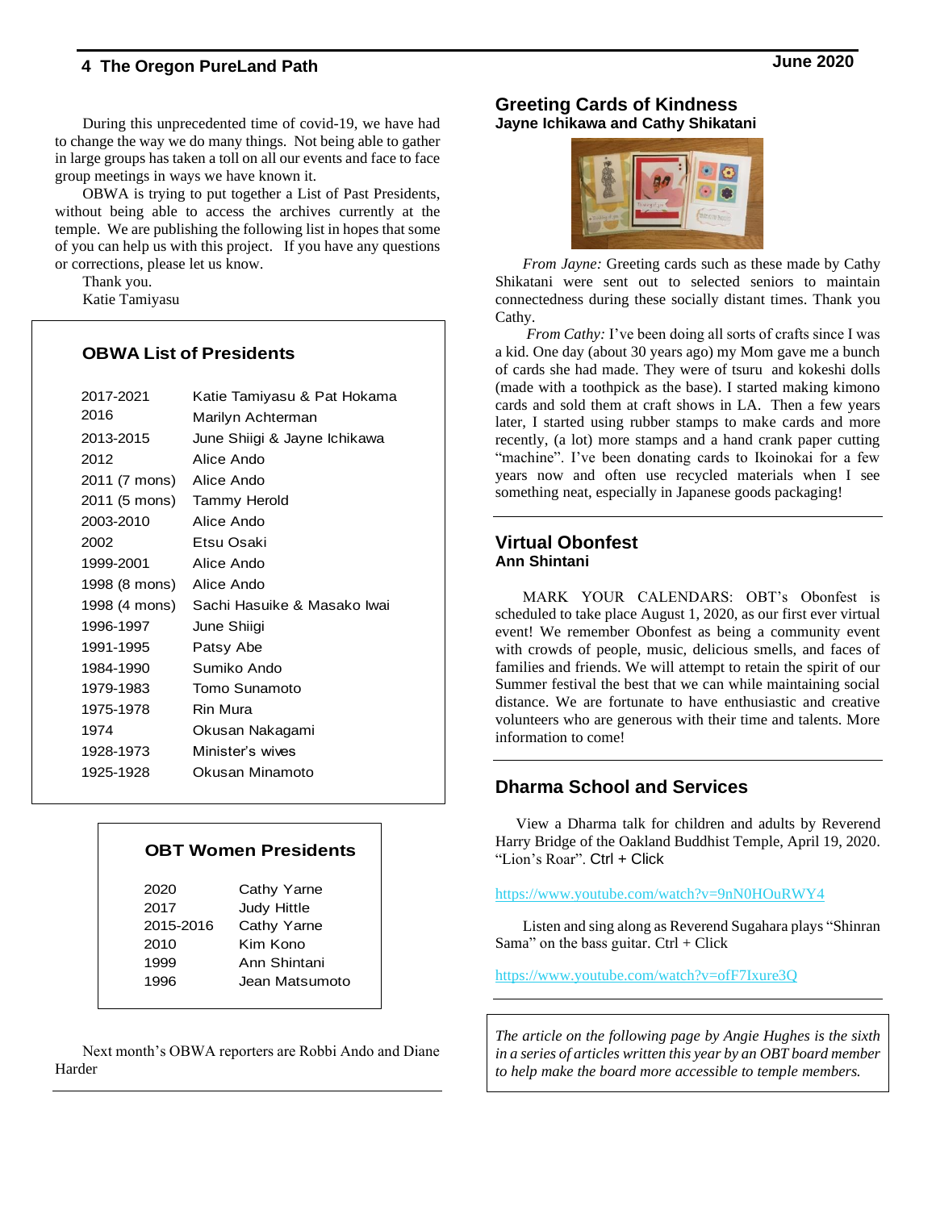During this unprecedented time of covid-19, we have had to change the way we do many things. Not being able to gather in large groups has taken a toll on all our events and face to face group meetings in ways we have known it.

OBWA is trying to put together a List of Past Presidents, without being able to access the archives currently at the temple. We are publishing the following list in hopes that some of you can help us with this project. If you have any questions or corrections, please let us know.

Thank you.
Katie Tamiyasu

### OBWA List of Presidents

| Years | President |
|---|---|
| 2017-2021 | Katie Tamiyasu & Pat Hokama |
| 2016 | Marilyn Achterman |
| 2013-2015 | June Shiigi & Jayne Ichikawa |
| 2012 | Alice Ando |
| 2011 (7 mons) | Alice Ando |
| 2011 (5 mons) | Tammy Herold |
| 2003-2010 | Alice Ando |
| 2002 | Etsu Osaki |
| 1999-2001 | Alice Ando |
| 1998 (8 mons) | Alice Ando |
| 1998 (4 mons) | Sachi Hasuike & Masako Iwai |
| 1996-1997 | June Shiigi |
| 1991-1995 | Patsy Abe |
| 1984-1990 | Sumiko Ando |
| 1979-1983 | Tomo Sunamoto |
| 1975-1978 | Rin Mura |
| 1974 | Okusan Nakagami |
| 1928-1973 | Minister's wives |
| 1925-1928 | Okusan Minamoto |

### OBT Women Presidents

| Years | President |
|---|---|
| 2020 | Cathy Yarne |
| 2017 | Judy Hittle |
| 2015-2016 | Cathy Yarne |
| 2010 | Kim Kono |
| 1999 | Ann Shintani |
| 1996 | Jean Matsumoto |

Next month's OBWA reporters are Robbi Ando and Diane Harder

## Greeting Cards of Kindness

**Jayne Ichikawa and Cathy Shikatani**

*From Jayne:* Greeting cards such as these made by Cathy Shikatani were sent out to selected seniors to maintain connectedness during these socially distant times. Thank you Cathy.

*From Cathy:* I've been doing all sorts of crafts since I was a kid. One day (about 30 years ago) my Mom gave me a bunch of cards she had made. They were of tsuru and kokeshi dolls (made with a toothpick as the base). I started making kimono cards and sold them at craft shows in LA. Then a few years later, I started using rubber stamps to make cards and more recently, (a lot) more stamps and a hand crank paper cutting "machine". I've been donating cards to Ikoinokai for a few years now and often use recycled materials when I see something neat, especially in Japanese goods packaging!

## Virtual Obonfest

**Ann Shintani**

MARK YOUR CALENDARS: OBT's Obonfest is scheduled to take place August 1, 2020, as our first ever virtual event! We remember Obonfest as being a community event with crowds of people, music, delicious smells, and faces of families and friends. We will attempt to retain the spirit of our Summer festival the best that we can while maintaining social distance. We are fortunate to have enthusiastic and creative volunteers who are generous with their time and talents. More information to come!

## Dharma School and Services

View a Dharma talk for children and adults by Reverend Harry Bridge of the Oakland Buddhist Temple, April 19, 2020. "Lion's Roar". Ctrl + Click

https://www.youtube.com/watch?v=9nN0HOuRWY4

Listen and sing along as Reverend Sugahara plays "Shinran Sama" on the bass guitar. Ctrl + Click

https://www.youtube.com/watch?v=ofF7Ixure3Q

*The article on the following page by Angie Hughes is the sixth in a series of articles written this year by an OBT board member to help make the board more accessible to temple members.*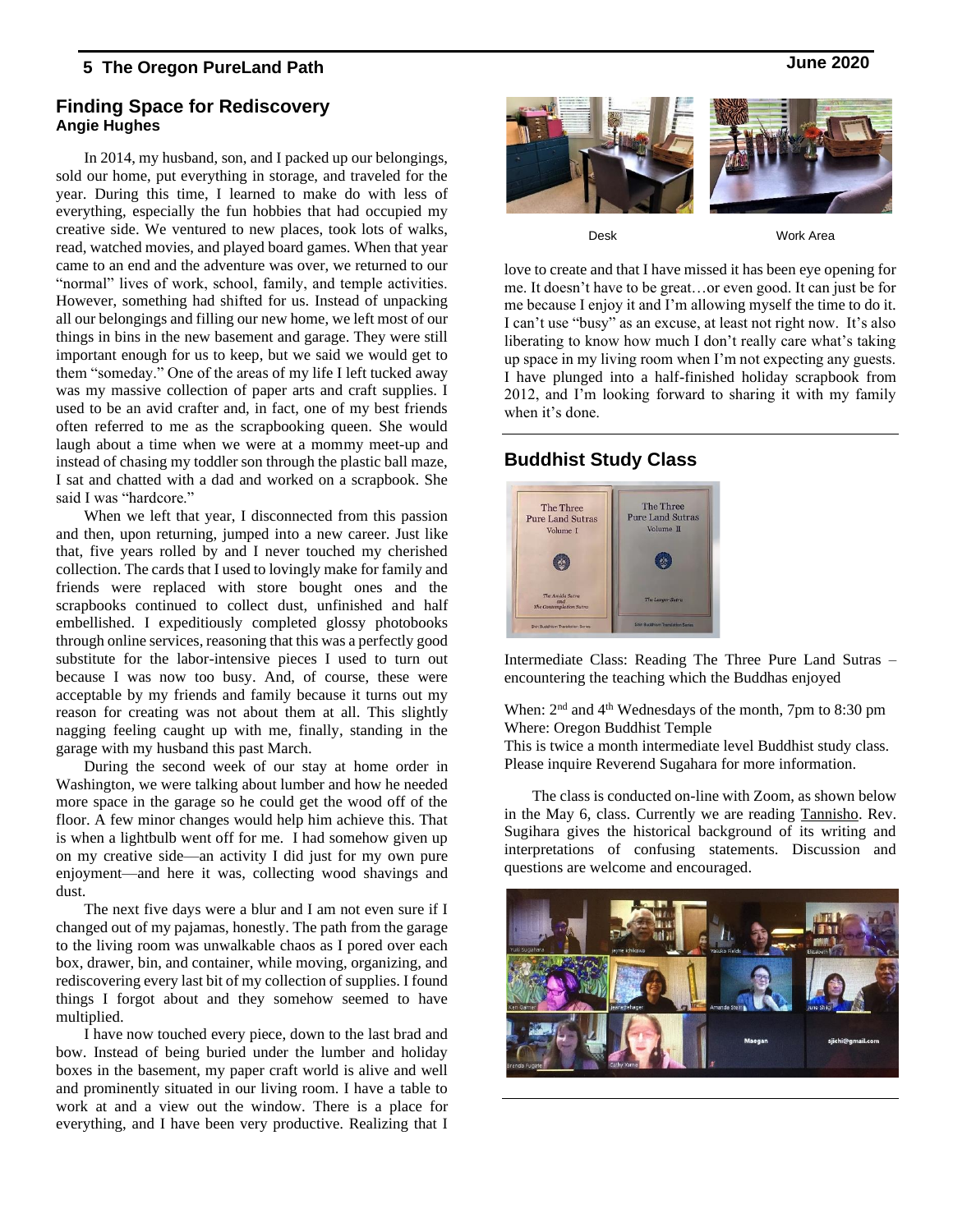## Finding Space for Rediscovery

**Angie Hughes**

In 2014, my husband, son, and I packed up our belongings, sold our home, put everything in storage, and traveled for the year. During this time, I learned to make do with less of everything, especially the fun hobbies that had occupied my creative side. We ventured to new places, took lots of walks, read, watched movies, and played board games. When that year came to an end and the adventure was over, we returned to our "normal" lives of work, school, family, and temple activities. However, something had shifted for us. Instead of unpacking all our belongings and filling our new home, we left most of our things in bins in the new basement and garage. They were still important enough for us to keep, but we said we would get to them "someday." One of the areas of my life I left tucked away was my massive collection of paper arts and craft supplies. I used to be an avid crafter and, in fact, one of my best friends often referred to me as the scrapbooking queen. She would laugh about a time when we were at a mommy meet-up and instead of chasing my toddler son through the plastic ball maze, I sat and chatted with a dad and worked on a scrapbook. She said I was "hardcore."

When we left that year, I disconnected from this passion and then, upon returning, jumped into a new career. Just like that, five years rolled by and I never touched my cherished collection. The cards that I used to lovingly make for family and friends were replaced with store bought ones and the scrapbooks continued to collect dust, unfinished and half embellished. I expeditiously completed glossy photobooks through online services, reasoning that this was a perfectly good substitute for the labor-intensive pieces I used to turn out because I was now too busy. And, of course, these were acceptable by my friends and family because it turns out my reason for creating was not about them at all. This slightly nagging feeling caught up with me, finally, standing in the garage with my husband this past March.

During the second week of our stay at home order in Washington, we were talking about lumber and how he needed more space in the garage so he could get the wood off of the floor. A few minor changes would help him achieve this. That is when a lightbulb went off for me. I had somehow given up on my creative side—an activity I did just for my own pure enjoyment—and here it was, collecting wood shavings and dust.

The next five days were a blur and I am not even sure if I changed out of my pajamas, honestly. The path from the garage to the living room was unwalkable chaos as I pored over each box, drawer, bin, and container, while moving, organizing, and rediscovering every last bit of my collection of supplies. I found things I forgot about and they somehow seemed to have multiplied.

I have now touched every piece, down to the last brad and bow. Instead of being buried under the lumber and holiday boxes in the basement, my paper craft world is alive and well and prominently situated in our living room. I have a table to work at and a view out the window. There is a place for everything, and I have been very productive. Realizing that I love to create and that I have missed it has been eye opening for me. It doesn't have to be great…or even good. It can just be for me because I enjoy it and I'm allowing myself the time to do it. I can't use "busy" as an excuse, at least not right now. It's also liberating to know how much I don't really care what's taking up space in my living room when I'm not expecting any guests. I have plunged into a half-finished holiday scrapbook from 2012, and I'm looking forward to sharing it with my family when it's done.

Desk

Work Area

## Buddhist Study Class

Intermediate Class: Reading The Three Pure Land Sutras – encountering the teaching which the Buddhas enjoyed

When: 2nd and 4th Wednesdays of the month, 7pm to 8:30 pm
Where: Oregon Buddhist Temple
This is twice a month intermediate level Buddhist study class. Please inquire Reverend Sugahara for more information.

The class is conducted on-line with Zoom, as shown below in the May 6, class. Currently we are reading Tannisho. Rev. Sugihara gives the historical background of its writing and interpretations of confusing statements. Discussion and questions are welcome and encouraged.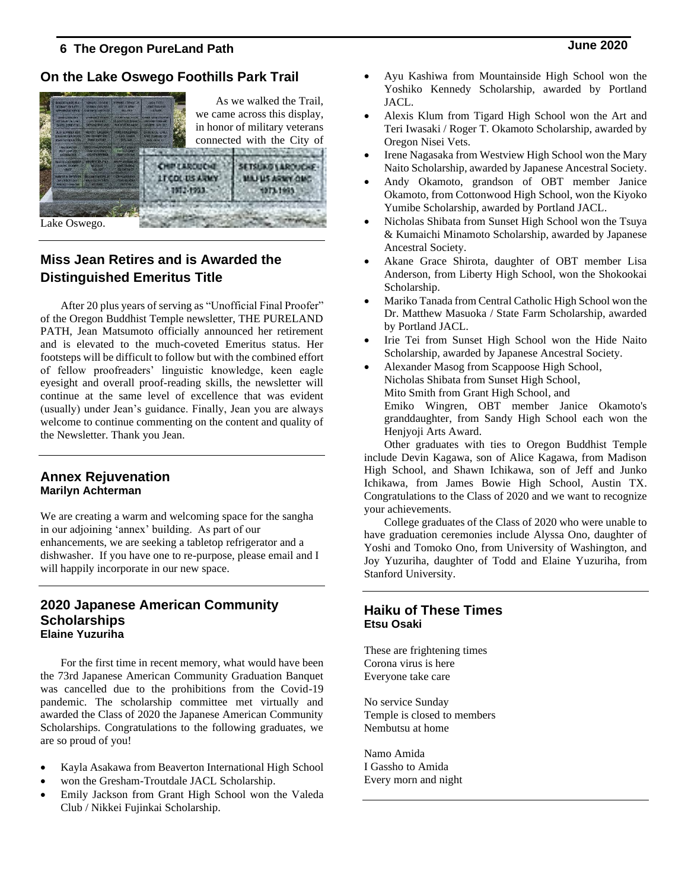## On the Lake Oswego Foothills Park Trail

As we walked the Trail, we came across this display, in honor of military veterans connected with the City of Lake Oswego.

## Miss Jean Retires and is Awarded the Distinguished Emeritus Title

After 20 plus years of serving as "Unofficial Final Proofer" of the Oregon Buddhist Temple newsletter, THE PURELAND PATH, Jean Matsumoto officially announced her retirement and is elevated to the much-coveted Emeritus status. Her footsteps will be difficult to follow but with the combined effort of fellow proofreaders' linguistic knowledge, keen eagle eyesight and overall proof-reading skills, the newsletter will continue at the same level of excellence that was evident (usually) under Jean's guidance. Finally, Jean you are always welcome to continue commenting on the content and quality of the Newsletter. Thank you Jean.

## Annex Rejuvenation

**Marilyn Achterman**

We are creating a warm and welcoming space for the sangha in our adjoining 'annex' building. As part of our enhancements, we are seeking a tabletop refrigerator and a dishwasher. If you have one to re-purpose, please email and I will happily incorporate in our new space.

## 2020 Japanese American Community Scholarships

**Elaine Yuzuriha**

For the first time in recent memory, what would have been the 73rd Japanese American Community Graduation Banquet was cancelled due to the prohibitions from the Covid-19 pandemic. The scholarship committee met virtually and awarded the Class of 2020 the Japanese American Community Scholarships. Congratulations to the following graduates, we are so proud of you!

- Kayla Asakawa from Beaverton International High School
- won the Gresham-Troutdale JACL Scholarship.
- Emily Jackson from Grant High School won the Valeda Club / Nikkei Fujinkai Scholarship.
- Ayu Kashiwa from Mountainside High School won the Yoshiko Kennedy Scholarship, awarded by Portland JACL.
- Alexis Klum from Tigard High School won the Art and Teri Iwasaki / Roger T. Okamoto Scholarship, awarded by Oregon Nisei Vets.
- Irene Nagasaka from Westview High School won the Mary Naito Scholarship, awarded by Japanese Ancestral Society.
- Andy Okamoto, grandson of OBT member Janice Okamoto, from Cottonwood High School, won the Kiyoko Yumibe Scholarship, awarded by Portland JACL.
- Nicholas Shibata from Sunset High School won the Tsuya & Kumaichi Minamoto Scholarship, awarded by Japanese Ancestral Society.
- Akane Grace Shirota, daughter of OBT member Lisa Anderson, from Liberty High School, won the Shokookai Scholarship.
- Mariko Tanada from Central Catholic High School won the Dr. Matthew Masuoka / State Farm Scholarship, awarded by Portland JACL.
- Irie Tei from Sunset High School won the Hide Naito Scholarship, awarded by Japanese Ancestral Society.
- Alexander Masog from Scappoose High School,
  Nicholas Shibata from Sunset High School,
  Mito Smith from Grant High School, and
  Emiko Wingren, OBT member Janice Okamoto's granddaughter, from Sandy High School each won the Henjyoji Arts Award.

Other graduates with ties to Oregon Buddhist Temple include Devin Kagawa, son of Alice Kagawa, from Madison High School, and Shawn Ichikawa, son of Jeff and Junko Ichikawa, from James Bowie High School, Austin TX. Congratulations to the Class of 2020 and we want to recognize your achievements.

College graduates of the Class of 2020 who were unable to have graduation ceremonies include Alyssa Ono, daughter of Yoshi and Tomoko Ono, from University of Washington, and Joy Yuzuriha, daughter of Todd and Elaine Yuzuriha, from Stanford University.

## Haiku of These Times

**Etsu Osaki**

These are frightening times
Corona virus is here
Everyone take care

No service Sunday
Temple is closed to members
Nembutsu at home

Namo Amida
I Gassho to Amida
Every morn and night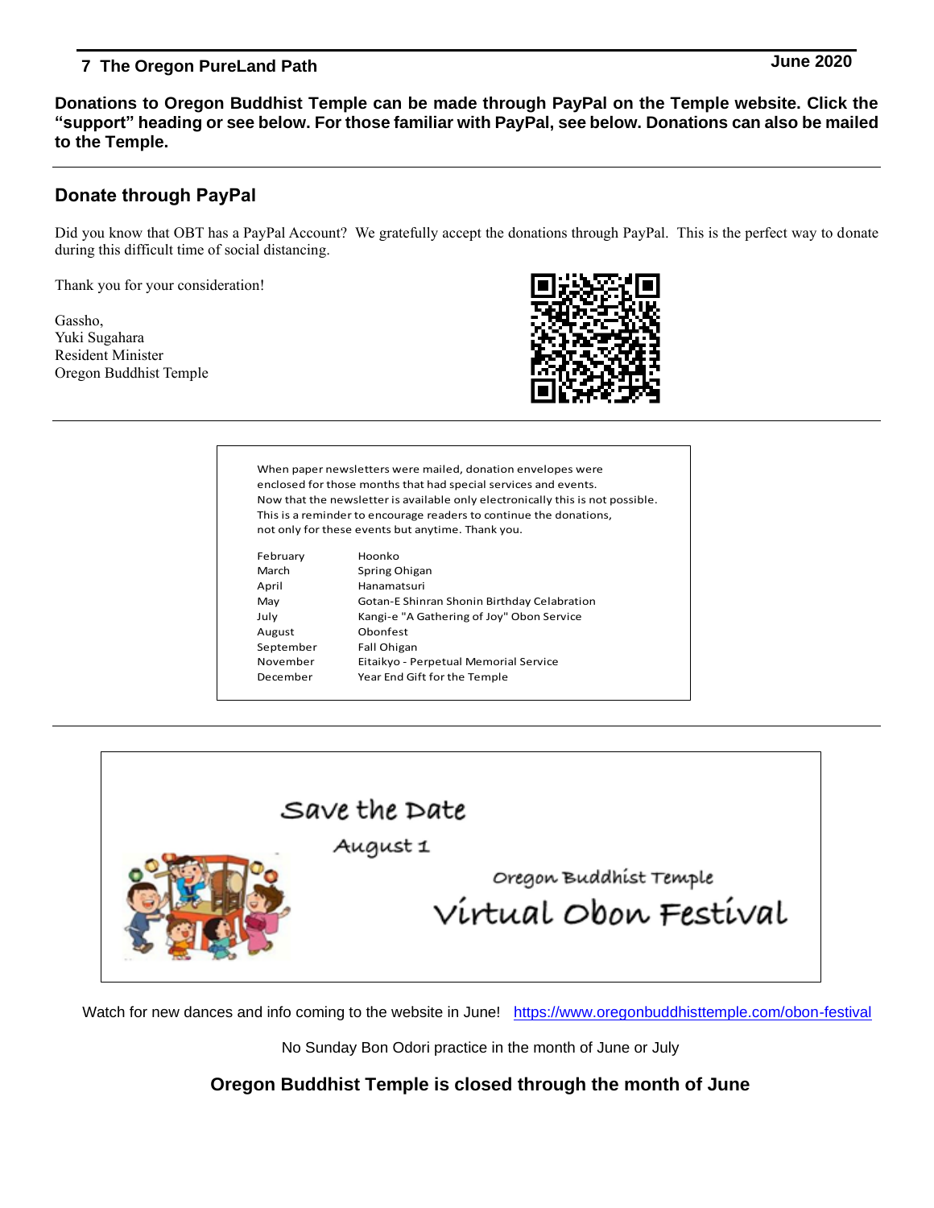**Donations to Oregon Buddhist Temple can be made through PayPal on the Temple website. Click the "support" heading or see below. For those familiar with PayPal, see below. Donations can also be mailed to the Temple.**

## Donate through PayPal

Did you know that OBT has a PayPal Account? We gratefully accept the donations through PayPal. This is the perfect way to donate during this difficult time of social distancing.

Thank you for your consideration!

Gassho,
Yuki Sugahara
Resident Minister
Oregon Buddhist Temple

When paper newsletters were mailed, donation envelopes were enclosed for those months that had special services and events. Now that the newsletter is available only electronically this is not possible. This is a reminder to encourage readers to continue the donations, not only for these events but anytime. Thank you.

| | |
|---|---|
| February | Hoonko |
| March | Spring Ohigan |
| April | Hanamatsuri |
| May | Gotan-E Shinran Shonin Birthday Celabration |
| July | Kangi-e "A Gathering of Joy" Obon Service |
| August | Obonfest |
| September | Fall Ohigan |
| November | Eitaikyo - Perpetual Memorial Service |
| December | Year End Gift for the Temple |

Save the Date

August 1

Oregon Buddhist Temple

Virtual Obon Festival

Watch for new dances and info coming to the website in June! https://www.oregonbuddhisttemple.com/obon-festival

No Sunday Bon Odori practice in the month of June or July

**Oregon Buddhist Temple is closed through the month of June**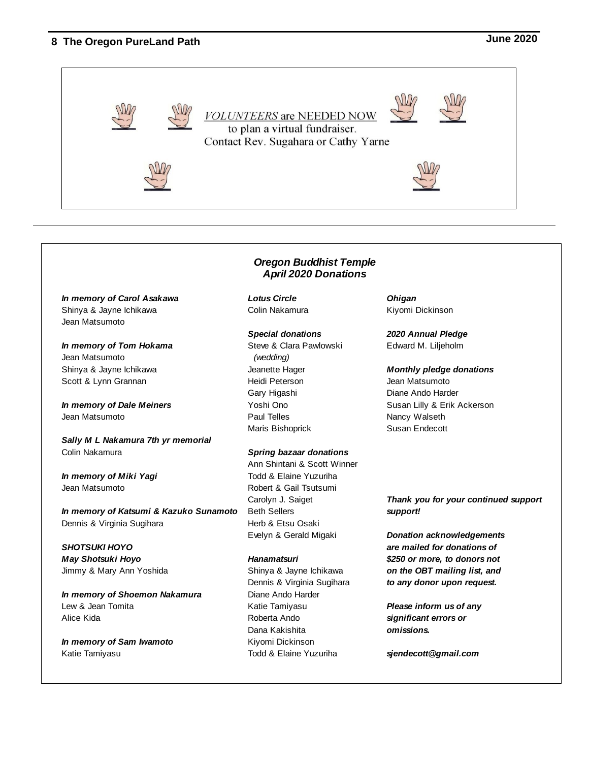*VOLUNTEERS* are NEEDED NOW
to plan a virtual fundraiser.
Contact Rev. Sugahara or Cathy Yarne

---

## *Oregon Buddhist Temple April 2020 Donations*

***In memory of Carol Asakawa***
Shinya & Jayne Ichikawa
Jean Matsumoto

***In memory of Tom Hokama***
Jean Matsumoto
Shinya & Jayne Ichikawa
Scott & Lynn Grannan

***In memory of Dale Meiners***
Jean Matsumoto

***Sally M L Nakamura 7th yr memorial***
Colin Nakamura

***In memory of Miki Yagi***
Jean Matsumoto

***In memory of Katsumi & Kazuko Sunamoto***
Dennis & Virginia Sugihara

***SHOTSUKI HOYO***
***May Shotsuki Hoyo***
Jimmy & Mary Ann Yoshida

***In memory of Shoemon Nakamura***
Lew & Jean Tomita
Alice Kida

***In memory of Sam Iwamoto***
Katie Tamiyasu

***Lotus Circle***
Colin Nakamura

***Special donations***
Steve & Clara Pawlowski
*(wedding)*
Jeanette Hager
Heidi Peterson
Gary Higashi
Yoshi Ono
Paul Telles
Maris Bishoprick

***Spring bazaar donations***
Ann Shintani & Scott Winner
Todd & Elaine Yuzuriha
Robert & Gail Tsutsumi
Carolyn J. Saiget
Beth Sellers
Herb & Etsu Osaki
Evelyn & Gerald Migaki

***Hanamatsuri***
Shinya & Jayne Ichikawa
Dennis & Virginia Sugihara
Diane Ando Harder
Katie Tamiyasu
Roberta Ando
Dana Kakishita
Kiyomi Dickinson
Todd & Elaine Yuzuriha

***Ohigan***
Kiyomi Dickinson

***2020 Annual Pledge***
Edward M. Liljeholm

***Monthly pledge donations***
Jean Matsumoto
Diane Ando Harder
Susan Lilly & Erik Ackerson
Nancy Walseth
Susan Endecott

***Thank you for your continued support support!***

***Donation acknowledgements are mailed for donations of $250 or more, to donors not on the OBT mailing list, and to any donor upon request.***

***Please inform us of any significant errors or omissions.***

***sjendecott@gmail.com***